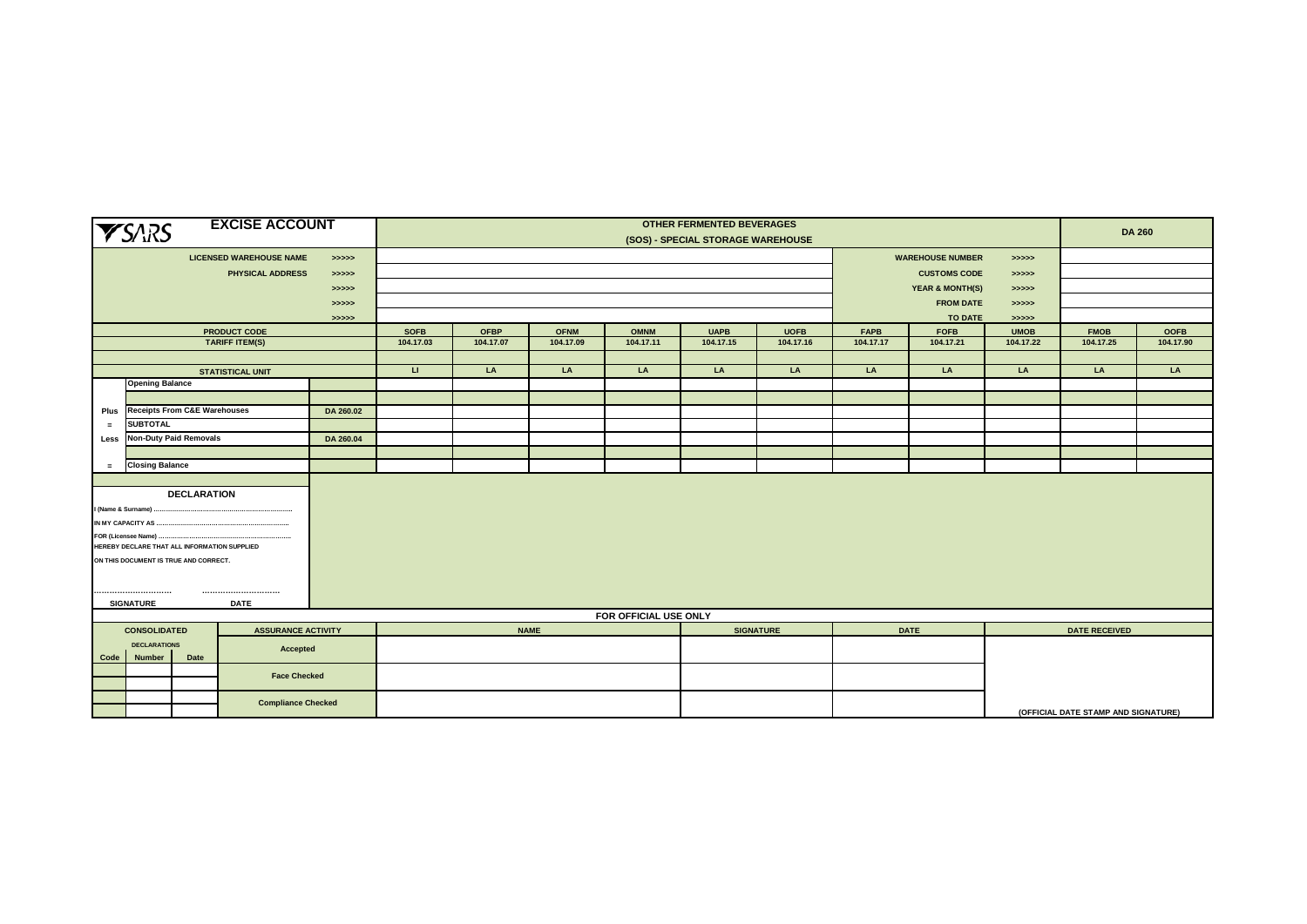# SARS EXCISE ACCOUNT

## OTHER FERMENTED BEVERAGES

## (SOS) - SPECIAL STORAGE WAREHOUSE

**DA 260**

| | | | | | |
|---|---|---|---|---|---|
| LICENSED WAREHOUSE NAME | >>>>> | | WAREHOUSE NUMBER | >>>>> | |
| PHYSICAL ADDRESS | >>>>> | | CUSTOMS CODE | >>>>> | |
| | >>>>> | | YEAR & MONTH(S) | >>>>> | |
| | >>>>> | | FROM DATE | >>>>> | |
| | >>>>> | | TO DATE | >>>>> | |

| | | | SOFB | OFBP | OFNM | OMNM | UAPB | UOFB | FAPB | FOFB | UMOB | FMOB | OOFB |
|---|---|---|---|---|---|---|---|---|---|---|---|---|---|
| | PRODUCT CODE | | SOFB | OFBP | OFNM | OMNM | UAPB | UOFB | FAPB | FOFB | UMOB | FMOB | OOFB |
| | TARIFF ITEM(S) | | 104.17.03 | 104.17.07 | 104.17.09 | 104.17.11 | 104.17.15 | 104.17.16 | 104.17.17 | 104.17.21 | 104.17.22 | 104.17.25 | 104.17.90 |
| | STATISTICAL UNIT | | LI | LA | LA | LA | LA | LA | LA | LA | LA | LA | LA |
| | Opening Balance | | | | | | | | | | | | |
| Plus | Receipts From C&E Warehouses | DA 260.02 | | | | | | | | | | | |
| = | SUBTOTAL | | | | | | | | | | | | |
| Less | Non-Duty Paid Removals | DA 260.04 | | | | | | | | | | | |
| = | Closing Balance | | | | | | | | | | | | |

### DECLARATION

I (Name & Surname) ..........................................................................

IN MY CAPACITY AS ..........................................................................

FOR (Licensee Name) ..........................................................................

HEREBY DECLARE THAT ALL INFORMATION SUPPLIED

ON THIS DOCUMENT IS TRUE AND CORRECT.

.............................. ..............................

SIGNATURE DATE

### FOR OFFICIAL USE ONLY

| CONSOLIDATED DECLARATIONS | | | ASSURANCE ACTIVITY | NAME | SIGNATURE | DATE | DATE RECEIVED |
|---|---|---|---|---|---|---|---|
| Code | Number | Date | | | | | |
| | | | Accepted | | | | |
| | | | Face Checked | | | | |
| | | | Compliance Checked | | | | (OFFICIAL DATE STAMP AND SIGNATURE) |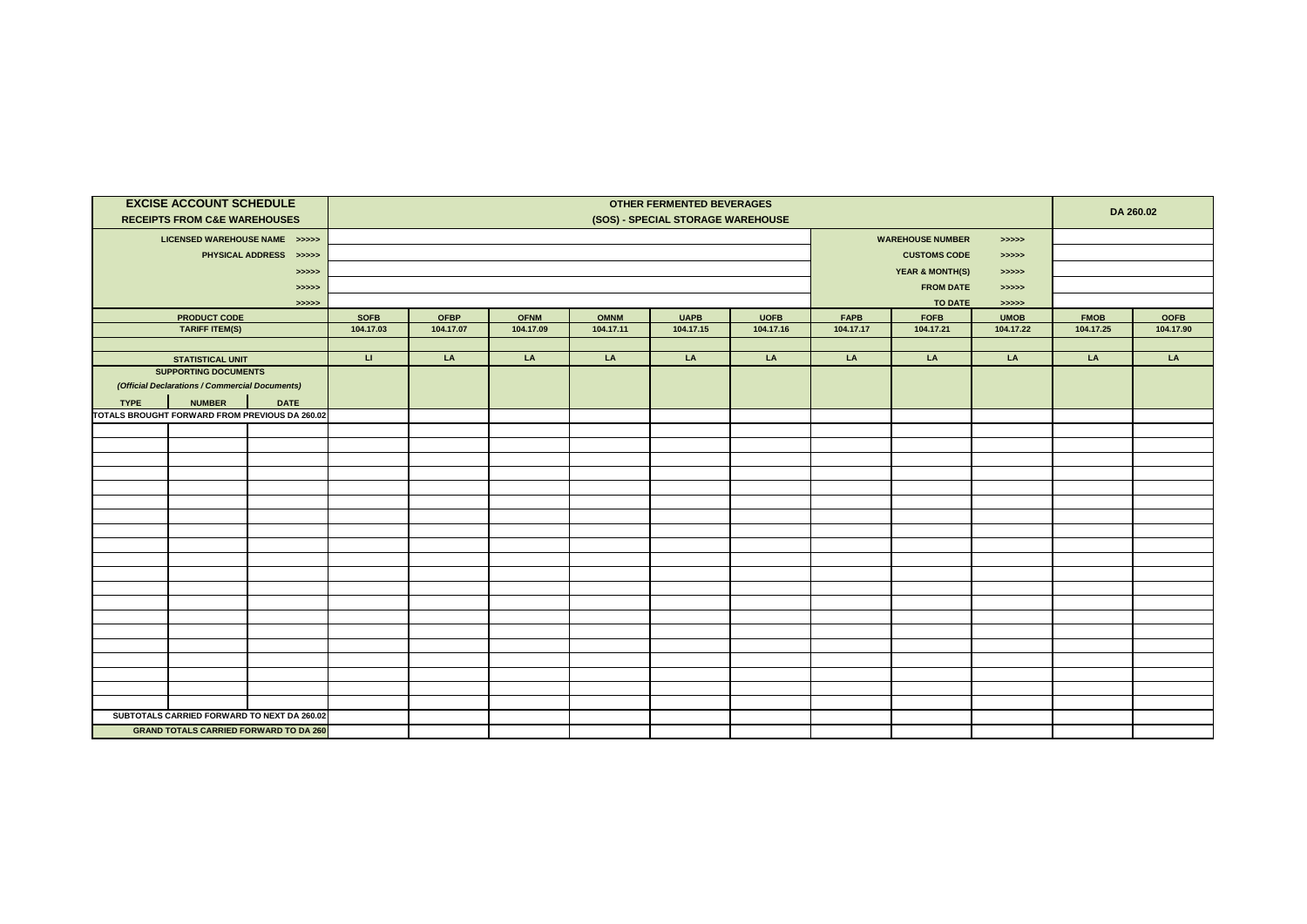| EXCISE ACCOUNT SCHEDULE<br>RECEIPTS FROM C&E WAREHOUSES | | | OTHER FERMENTED BEVERAGES<br>(SOS) - SPECIAL STORAGE WAREHOUSE | | | | | | | | | DA 260.02 | |
|---|---|---|---|---|---|---|---|---|---|---|---|---|---|
| LICENSED WAREHOUSE NAME >>>>> | | | | | | | | | WAREHOUSE NUMBER | | >>>>> | | |
| PHYSICAL ADDRESS >>>>> | | | | | | | | | CUSTOMS CODE | | >>>>> | | |
| >>>>> | | | | | | | | | YEAR & MONTH(S) | | >>>>> | | |
| >>>>> | | | | | | | | | FROM DATE | | >>>>> | | |
| >>>>> | | | | | | | | | TO DATE | | >>>>> | | |
| PRODUCT CODE | | | SOFB | OFBP | OFNM | OMNM | UAPB | UOFB | FAPB | FOFB | UMOB | FMOB | OOFB |
| TARIFF ITEM(S) | | | 104.17.03 | 104.17.07 | 104.17.09 | 104.17.11 | 104.17.15 | 104.17.16 | 104.17.17 | 104.17.21 | 104.17.22 | 104.17.25 | 104.17.90 |
| | | | | | | | | | | | | | |
| STATISTICAL UNIT | | | LI | LA | LA | LA | LA | LA | LA | LA | LA | LA | LA |
| SUPPORTING DOCUMENTS<br>*(Official Declarations / Commercial Documents)* | | | | | | | | | | | | | |
| TYPE | NUMBER | DATE | | | | | | | | | | | |
| TOTALS BROUGHT FORWARD FROM PREVIOUS DA 260.02 | | | | | | | | | | | | | |
| | | | | | | | | | | | | | |
| | | | | | | | | | | | | | |
| | | | | | | | | | | | | | |
| | | | | | | | | | | | | | |
| | | | | | | | | | | | | | |
| | | | | | | | | | | | | | |
| | | | | | | | | | | | | | |
| | | | | | | | | | | | | | |
| | | | | | | | | | | | | | |
| | | | | | | | | | | | | | |
| | | | | | | | | | | | | | |
| | | | | | | | | | | | | | |
| | | | | | | | | | | | | | |
| | | | | | | | | | | | | | |
| | | | | | | | | | | | | | |
| | | | | | | | | | | | | | |
| | | | | | | | | | | | | | |
| | | | | | | | | | | | | | |
| | | | | | | | | | | | | | |
| | | | | | | | | | | | | | |
| SUBTOTALS CARRIED FORWARD TO NEXT DA 260.02 | | | | | | | | | | | | | |
| GRAND TOTALS CARRIED FORWARD TO DA 260 | | | | | | | | | | | | | |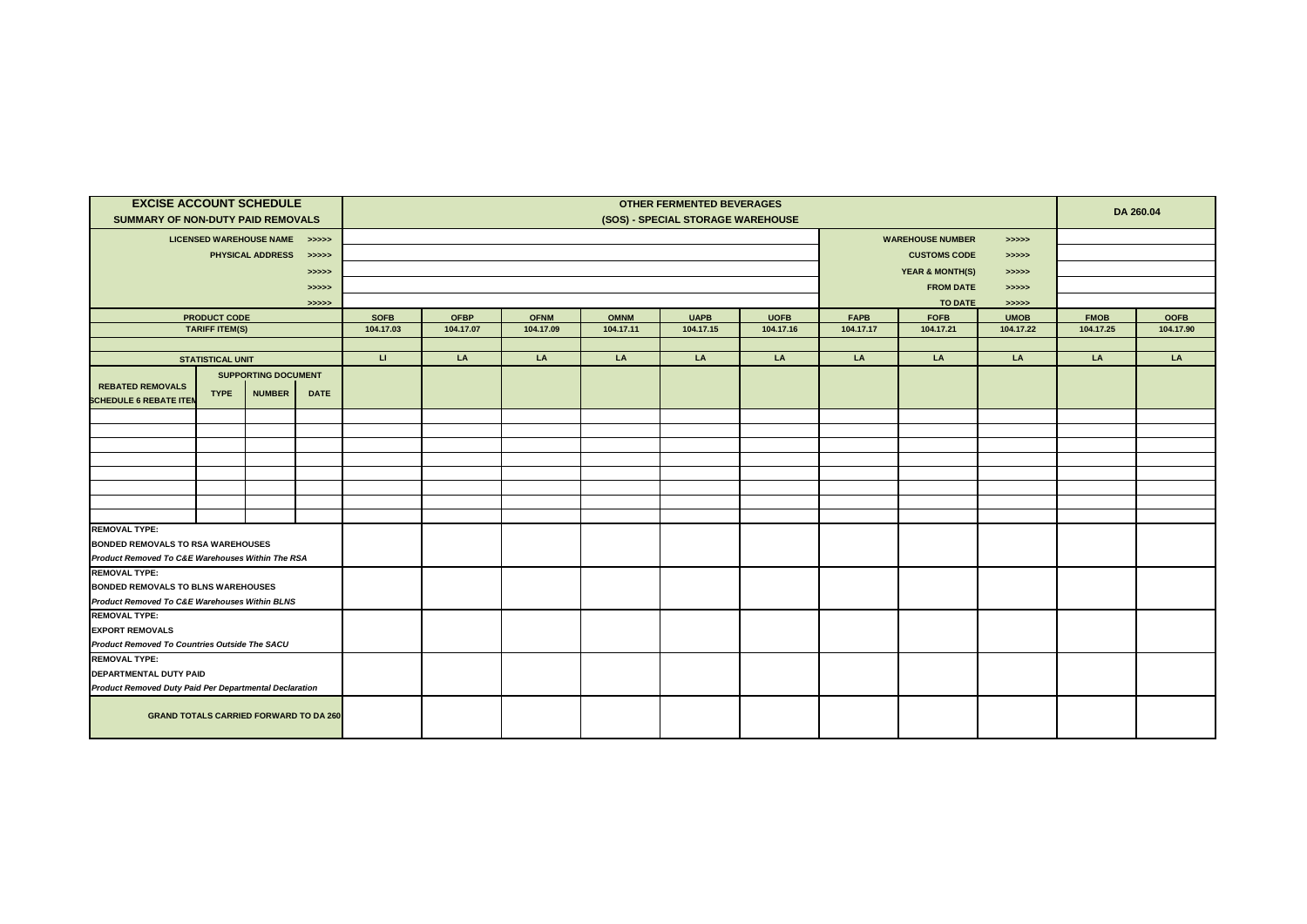| EXCISE ACCOUNT SCHEDULE<br>SUMMARY OF NON-DUTY PAID REMOVALS | | | | OTHER FERMENTED BEVERAGES<br>(SOS) - SPECIAL STORAGE WAREHOUSE | | | | | | | | | DA 260.04 | |
|---|---|---|---|---|---|---|---|---|---|---|---|---|---|---|
| LICENSED WAREHOUSE NAME >>>>> | | | | | | | | | | WAREHOUSE NUMBER | | >>>>> | | |
| PHYSICAL ADDRESS >>>>> | | | | | | | | | | CUSTOMS CODE | | >>>>> | | |
| >>>>> | | | | | | | | | | YEAR & MONTH(S) | | >>>>> | | |
| >>>>> | | | | | | | | | | FROM DATE | | >>>>> | | |
| >>>>> | | | | | | | | | | TO DATE | | >>>>> | | |
| PRODUCT CODE | | | | SOFB | OFBP | OFNM | OMNM | UAPB | UOFB | FAPB | FOFB | UMOB | FMOB | OOFB |
| TARIFF ITEM(S) | | | | 104.17.03 | 104.17.07 | 104.17.09 | 104.17.11 | 104.17.15 | 104.17.16 | 104.17.17 | 104.17.21 | 104.17.22 | 104.17.25 | 104.17.90 |
| | | | | | | | | | | | | | | |
| STATISTICAL UNIT | | | | LI | LA | LA | LA | LA | LA | LA | LA | LA | LA | LA |
| REBATED REMOVALS<br>SCHEDULE 6 REBATE ITEM | SUPPORTING DOCUMENT<br>TYPE | NUMBER | DATE | | | | | | | | | | | |
| | | | | | | | | | | | | | | |
| | | | | | | | | | | | | | | |
| | | | | | | | | | | | | | | |
| | | | | | | | | | | | | | | |
| | | | | | | | | | | | | | | |
| | | | | | | | | | | | | | | |
| | | | | | | | | | | | | | | |
| | | | | | | | | | | | | | | |
| REMOVAL TYPE:<br>BONDED REMOVALS TO RSA WAREHOUSES<br>*Product Removed To C&E Warehouses Within The RSA* | | | | | | | | | | | | | | |
| REMOVAL TYPE:<br>BONDED REMOVALS TO BLNS WAREHOUSES<br>*Product Removed To C&E Warehouses Within BLNS* | | | | | | | | | | | | | | |
| REMOVAL TYPE:<br>EXPORT REMOVALS<br>*Product Removed To Countries Outside The SACU* | | | | | | | | | | | | | | |
| REMOVAL TYPE:<br>DEPARTMENTAL DUTY PAID<br>*Product Removed Duty Paid Per Departmental Declaration* | | | | | | | | | | | | | | |
| GRAND TOTALS CARRIED FORWARD TO DA 260 | | | | | | | | | | | | | | |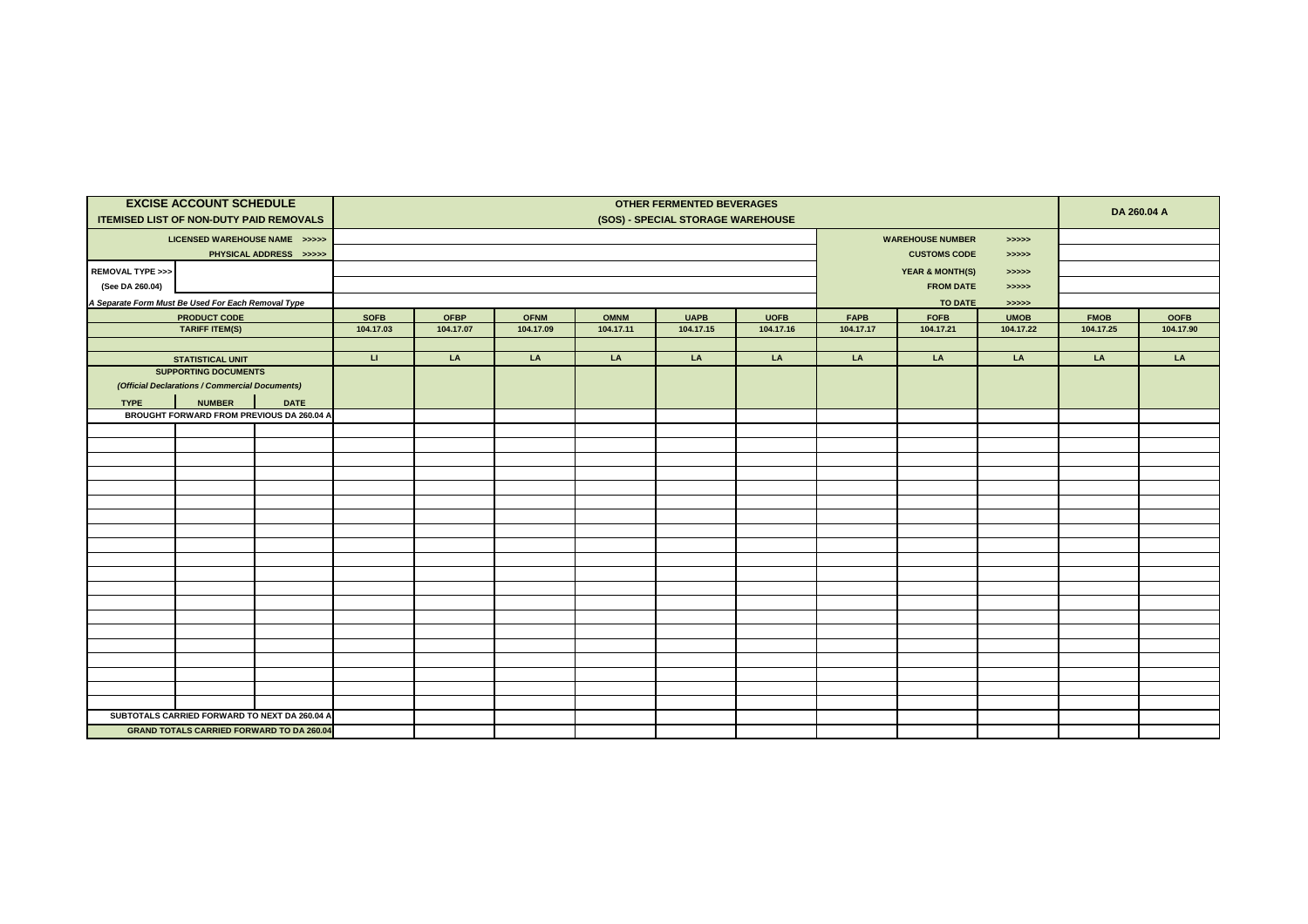| EXCISE ACCOUNT SCHEDULE<br>ITEMISED LIST OF NON-DUTY PAID REMOVALS | | | OTHER FERMENTED BEVERAGES<br>(SOS) - SPECIAL STORAGE WAREHOUSE | | | | | | | | | DA 260.04 A | |
|---|---|---|---|---|---|---|---|---|---|---|---|---|---|
| LICENSED WAREHOUSE NAME >>>>> | | | | | | | | | WAREHOUSE NUMBER | | >>>>> | | |
| PHYSICAL ADDRESS >>>>> | | | | | | | | | CUSTOMS CODE | | >>>>> | | |
| REMOVAL TYPE >>> | | | | | | | | | YEAR & MONTH(S) | | >>>>> | | |
| (See DA 260.04) | | | | | | | | | FROM DATE | | >>>>> | | |
| *A Separate Form Must Be Used For Each Removal Type* | | | | | | | | | TO DATE | | >>>>> | | |
| PRODUCT CODE | | | SOFB | OFBP | OFNM | OMNM | UAPB | UOFB | FAPB | FOFB | UMOB | FMOB | OOFB |
| TARIFF ITEM(S) | | | 104.17.03 | 104.17.07 | 104.17.09 | 104.17.11 | 104.17.15 | 104.17.16 | 104.17.17 | 104.17.21 | 104.17.22 | 104.17.25 | 104.17.90 |
| | | | | | | | | | | | | | |
| STATISTICAL UNIT | | | LI | LA | LA | LA | LA | LA | LA | LA | LA | LA | LA |
| SUPPORTING DOCUMENTS<br>*(Official Declarations / Commercial Documents)* | | | | | | | | | | | | | |
| TYPE | NUMBER | DATE | | | | | | | | | | | |
| BROUGHT FORWARD FROM PREVIOUS DA 260.04 A | | | | | | | | | | | | | |
| | | | | | | | | | | | | | |
| | | | | | | | | | | | | | |
| | | | | | | | | | | | | | |
| | | | | | | | | | | | | | |
| | | | | | | | | | | | | | |
| | | | | | | | | | | | | | |
| | | | | | | | | | | | | | |
| | | | | | | | | | | | | | |
| | | | | | | | | | | | | | |
| | | | | | | | | | | | | | |
| | | | | | | | | | | | | | |
| | | | | | | | | | | | | | |
| | | | | | | | | | | | | | |
| | | | | | | | | | | | | | |
| | | | | | | | | | | | | | |
| | | | | | | | | | | | | | |
| | | | | | | | | | | | | | |
| | | | | | | | | | | | | | |
| | | | | | | | | | | | | | |
| | | | | | | | | | | | | | |
| SUBTOTALS CARRIED FORWARD TO NEXT DA 260.04 A | | | | | | | | | | | | | |
| GRAND TOTALS CARRIED FORWARD TO DA 260.04 | | | | | | | | | | | | | |